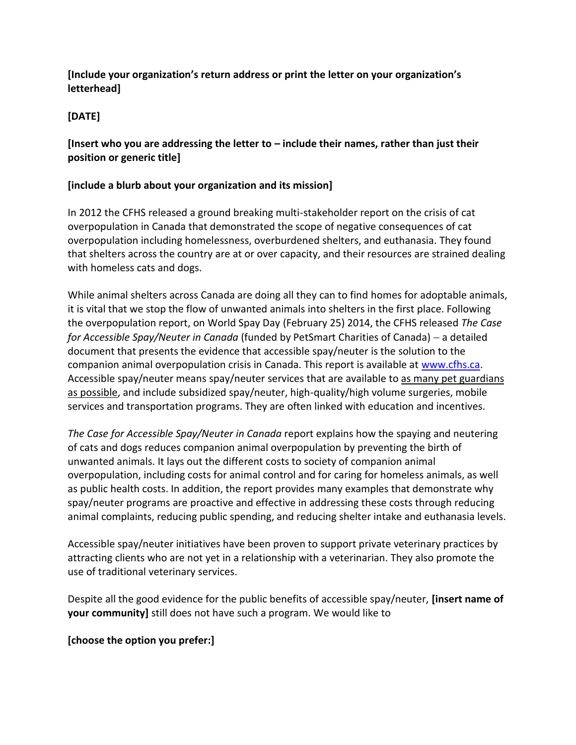**[Include your organization's return address or print the letter on your organization's letterhead]**

**[DATE]**

**[Insert who you are addressing the letter to – include their names, rather than just their position or generic title]**

**[include a blurb about your organization and its mission]**

In 2012 the CFHS released a ground breaking multi-stakeholder report on the crisis of cat overpopulation in Canada that demonstrated the scope of negative consequences of cat overpopulation including homelessness, overburdened shelters, and euthanasia. They found that shelters across the country are at or over capacity, and their resources are strained dealing with homeless cats and dogs.

While animal shelters across Canada are doing all they can to find homes for adoptable animals, it is vital that we stop the flow of unwanted animals into shelters in the first place. Following the overpopulation report, on World Spay Day (February 25) 2014, the CFHS released *The Case for Accessible Spay/Neuter in Canada* (funded by PetSmart Charities of Canada) – a detailed document that presents the evidence that accessible spay/neuter is the solution to the companion animal overpopulation crisis in Canada. This report is available at [www.cfhs.ca](http://www.cfhs.ca). Accessible spay/neuter means spay/neuter services that are available to <u>as many pet guardians as possible</u>, and include subsidized spay/neuter, high-quality/high volume surgeries, mobile services and transportation programs. They are often linked with education and incentives.

*The Case for Accessible Spay/Neuter in Canada* report explains how the spaying and neutering of cats and dogs reduces companion animal overpopulation by preventing the birth of unwanted animals. It lays out the different costs to society of companion animal overpopulation, including costs for animal control and for caring for homeless animals, as well as public health costs. In addition, the report provides many examples that demonstrate why spay/neuter programs are proactive and effective in addressing these costs through reducing animal complaints, reducing public spending, and reducing shelter intake and euthanasia levels.

Accessible spay/neuter initiatives have been proven to support private veterinary practices by attracting clients who are not yet in a relationship with a veterinarian. They also promote the use of traditional veterinary services.

Despite all the good evidence for the public benefits of accessible spay/neuter, **[insert name of your community]** still does not have such a program. We would like to

**[choose the option you prefer:]**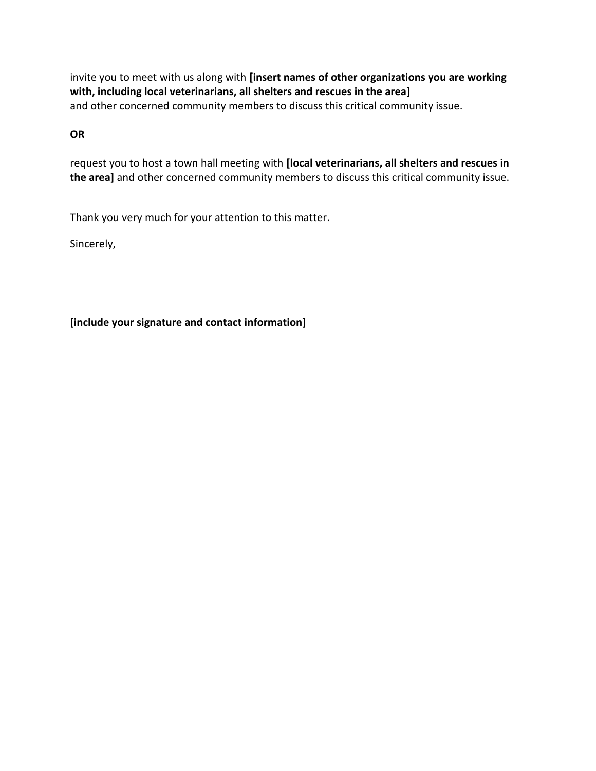invite you to meet with us along with **[insert names of other organizations you are working with, including local veterinarians, all shelters and rescues in the area]** and other concerned community members to discuss this critical community issue.

**OR**

request you to host a town hall meeting with **[local veterinarians, all shelters and rescues in the area]** and other concerned community members to discuss this critical community issue.

Thank you very much for your attention to this matter.

Sincerely,

**[include your signature and contact information]**